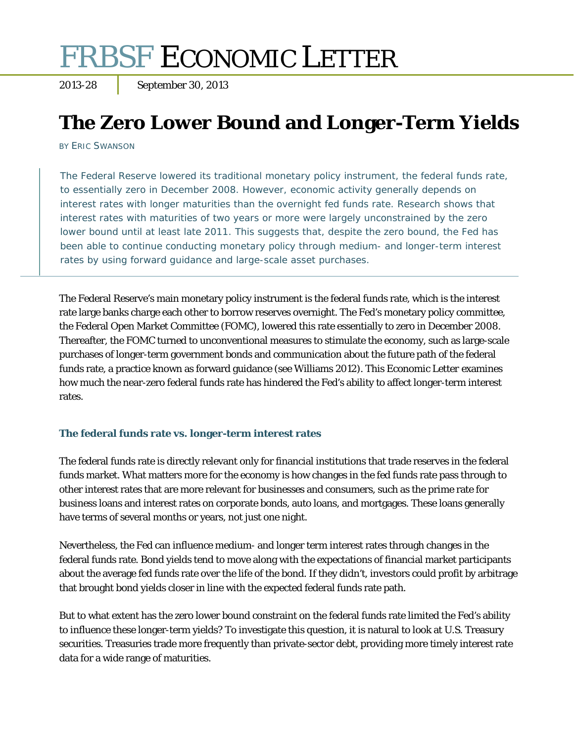# FRBSF ECONOMIC LETTER

2013-28 | September 30, 2013

# The Zero Lower Bound and Longer-Term Yields

BY ERIC SWANSON

> The Federal Reserve lowered its traditional monetary policy instrument, the federal funds rate, to essentially zero in December 2008. However, economic activity generally depends on interest rates with longer maturities than the overnight fed funds rate. Research shows that interest rates with maturities of two years or more were largely unconstrained by the zero lower bound until at least late 2011. This suggests that, despite the zero bound, the Fed has been able to continue conducting monetary policy through medium- and longer-term interest rates by using forward guidance and large-scale asset purchases.

The Federal Reserve's main monetary policy instrument is the federal funds rate, which is the interest rate large banks charge each other to borrow reserves overnight. The Fed's monetary policy committee, the Federal Open Market Committee (FOMC), lowered this rate essentially to zero in December 2008. Thereafter, the FOMC turned to unconventional measures to stimulate the economy, such as large-scale purchases of longer-term government bonds and communication about the future path of the federal funds rate, a practice known as forward guidance (see Williams 2012). This Economic Letter examines how much the near-zero federal funds rate has hindered the Fed's ability to affect longer-term interest rates.

## The federal funds rate vs. longer-term interest rates

The federal funds rate is directly relevant only for financial institutions that trade reserves in the federal funds market. What matters more for the economy is how changes in the fed funds rate pass through to other interest rates that are more relevant for businesses and consumers, such as the prime rate for business loans and interest rates on corporate bonds, auto loans, and mortgages. These loans generally have terms of several months or years, not just one night.

Nevertheless, the Fed can influence medium- and longer term interest rates through changes in the federal funds rate. Bond yields tend to move along with the expectations of financial market participants about the average fed funds rate over the life of the bond. If they didn't, investors could profit by arbitrage that brought bond yields closer in line with the expected federal funds rate path.

But to what extent has the zero lower bound constraint on the federal funds rate limited the Fed's ability to influence these longer-term yields? To investigate this question, it is natural to look at U.S. Treasury securities. Treasuries trade more frequently than private-sector debt, providing more timely interest rate data for a wide range of maturities.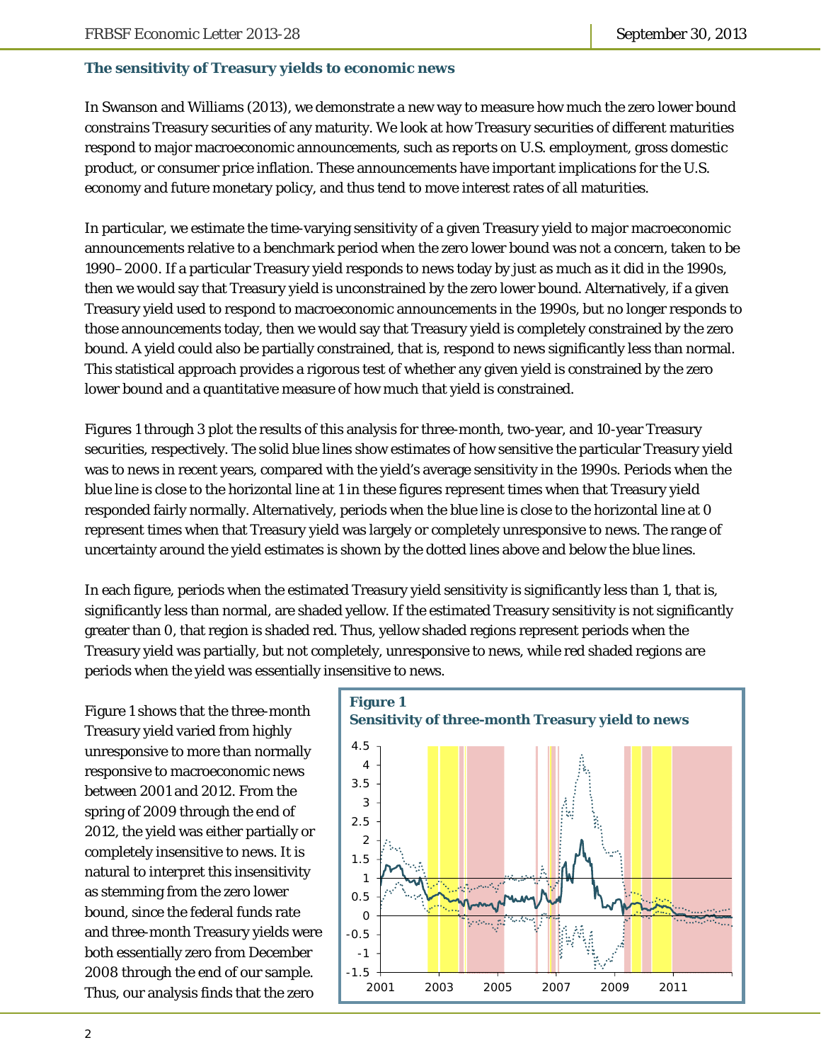### The sensitivity of Treasury yields to economic news

In Swanson and Williams (2013), we demonstrate a new way to measure how much the zero lower bound constrains Treasury securities of any maturity. We look at how Treasury securities of different maturities respond to major macroeconomic announcements, such as reports on U.S. employment, gross domestic product, or consumer price inflation. These announcements have important implications for the U.S. economy and future monetary policy, and thus tend to move interest rates of all maturities.

In particular, we estimate the time-varying sensitivity of a given Treasury yield to major macroeconomic announcements relative to a benchmark period when the zero lower bound was not a concern, taken to be 1990–2000. If a particular Treasury yield responds to news today by just as much as it did in the 1990s, then we would say that Treasury yield is unconstrained by the zero lower bound. Alternatively, if a given Treasury yield used to respond to macroeconomic announcements in the 1990s, but no longer responds to those announcements today, then we would say that Treasury yield is completely constrained by the zero bound. A yield could also be partially constrained, that is, respond to news significantly less than normal. This statistical approach provides a rigorous test of whether any given yield is constrained by the zero lower bound and a quantitative measure of how much that yield is constrained.

Figures 1 through 3 plot the results of this analysis for three-month, two-year, and 10-year Treasury securities, respectively. The solid blue lines show estimates of how sensitive the particular Treasury yield was to news in recent years, compared with the yield's average sensitivity in the 1990s. Periods when the blue line is close to the horizontal line at 1 in these figures represent times when that Treasury yield responded fairly normally. Alternatively, periods when the blue line is close to the horizontal line at 0 represent times when that Treasury yield was largely or completely unresponsive to news. The range of uncertainty around the yield estimates is shown by the dotted lines above and below the blue lines.

In each figure, periods when the estimated Treasury yield sensitivity is significantly less than 1, that is, significantly less than normal, are shaded yellow. If the estimated Treasury sensitivity is not significantly greater than 0, that region is shaded red. Thus, yellow shaded regions represent periods when the Treasury yield was partially, but not completely, unresponsive to news, while red shaded regions are periods when the yield was essentially insensitive to news.

**Figure 1**
**Sensitivity of three-month Treasury yield to news**

Figure 1 shows that the three-month Treasury yield varied from highly unresponsive to more than normally responsive to macroeconomic news between 2001 and 2012. From the spring of 2009 through the end of 2012, the yield was either partially or completely insensitive to news. It is natural to interpret this insensitivity as stemming from the zero lower bound, since the federal funds rate and three-month Treasury yields were both essentially zero from December 2008 through the end of our sample. Thus, our analysis finds that the zero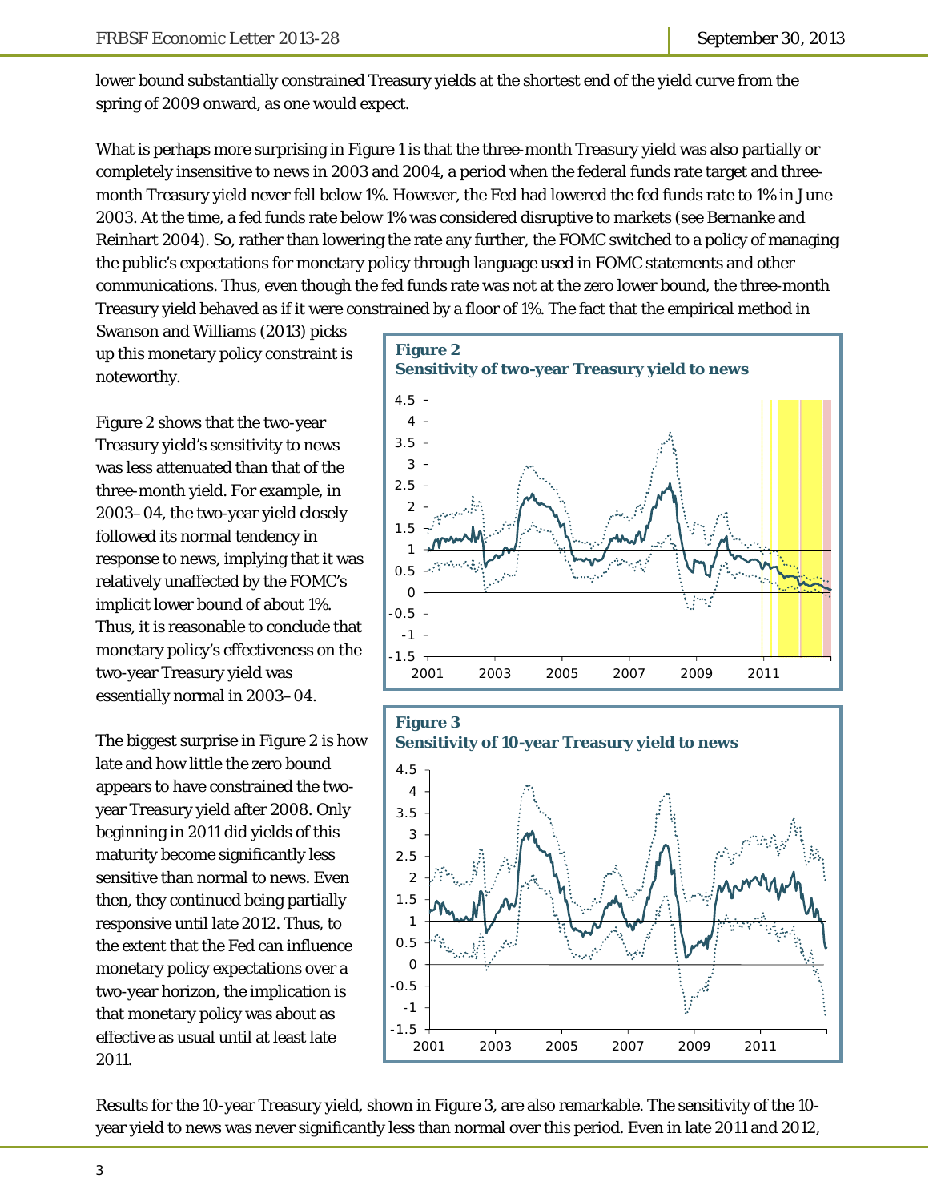lower bound substantially constrained Treasury yields at the shortest end of the yield curve from the spring of 2009 onward, as one would expect.

What is perhaps more surprising in Figure 1 is that the three-month Treasury yield was also partially or completely insensitive to news in 2003 and 2004, a period when the federal funds rate target and three-month Treasury yield never fell below 1%. However, the Fed had lowered the fed funds rate to 1% in June 2003. At the time, a fed funds rate below 1% was considered disruptive to markets (see Bernanke and Reinhart 2004). So, rather than lowering the rate any further, the FOMC switched to a policy of managing the public's expectations for monetary policy through language used in FOMC statements and other communications. Thus, even though the fed funds rate was not at the zero lower bound, the three-month Treasury yield behaved as if it were constrained by a floor of 1%. The fact that the empirical method in Swanson and Williams (2013) picks up this monetary policy constraint is noteworthy.

Figure 2 shows that the two-year Treasury yield's sensitivity to news was less attenuated than that of the three-month yield. For example, in 2003–04, the two-year yield closely followed its normal tendency in response to news, implying that it was relatively unaffected by the FOMC's implicit lower bound of about 1%. Thus, it is reasonable to conclude that monetary policy's effectiveness on the two-year Treasury yield was essentially normal in 2003–04.

**Figure 2**
**Sensitivity of two-year Treasury yield to news**

The biggest surprise in Figure 2 is how late and how little the zero bound appears to have constrained the two-year Treasury yield after 2008. Only beginning in 2011 did yields of this maturity become significantly less sensitive than normal to news. Even then, they continued being partially responsive until late 2012. Thus, to the extent that the Fed can influence monetary policy expectations over a two-year horizon, the implication is that monetary policy was about as effective as usual until at least late 2011.

**Figure 3**
**Sensitivity of 10-year Treasury yield to news**

Results for the 10-year Treasury yield, shown in Figure 3, are also remarkable. The sensitivity of the 10-year yield to news was never significantly less than normal over this period. Even in late 2011 and 2012,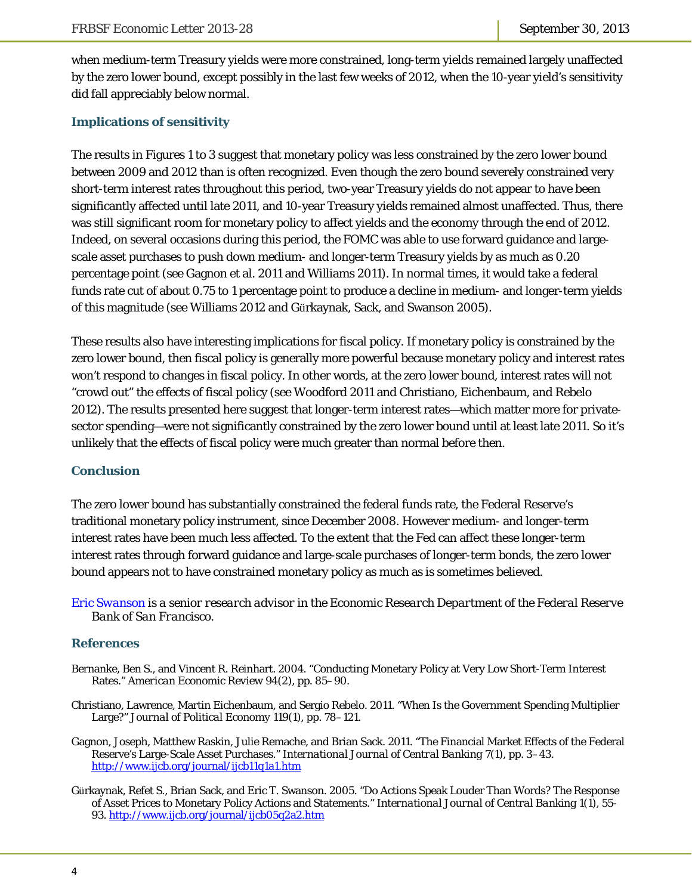when medium-term Treasury yields were more constrained, long-term yields remained largely unaffected by the zero lower bound, except possibly in the last few weeks of 2012, when the 10-year yield's sensitivity did fall appreciably below normal.

### Implications of sensitivity

The results in Figures 1 to 3 suggest that monetary policy was less constrained by the zero lower bound between 2009 and 2012 than is often recognized. Even though the zero bound severely constrained very short-term interest rates throughout this period, two-year Treasury yields do not appear to have been significantly affected until late 2011, and 10-year Treasury yields remained almost unaffected. Thus, there was still significant room for monetary policy to affect yields and the economy through the end of 2012. Indeed, on several occasions during this period, the FOMC was able to use forward guidance and large-scale asset purchases to push down medium- and longer-term Treasury yields by as much as 0.20 percentage point (see Gagnon et al. 2011 and Williams 2011). In normal times, it would take a federal funds rate cut of about 0.75 to 1 percentage point to produce a decline in medium- and longer-term yields of this magnitude (see Williams 2012 and Gürkaynak, Sack, and Swanson 2005).

These results also have interesting implications for fiscal policy. If monetary policy is constrained by the zero lower bound, then fiscal policy is generally more powerful because monetary policy and interest rates won't respond to changes in fiscal policy. In other words, at the zero lower bound, interest rates will not "crowd out" the effects of fiscal policy (see Woodford 2011 and Christiano, Eichenbaum, and Rebelo 2012). The results presented here suggest that longer-term interest rates—which matter more for private-sector spending—were not significantly constrained by the zero lower bound until at least late 2011. So it's unlikely that the effects of fiscal policy were much greater than normal before then.

### Conclusion

The zero lower bound has substantially constrained the federal funds rate, the Federal Reserve's traditional monetary policy instrument, since December 2008. However medium- and longer-term interest rates have been much less affected. To the extent that the Fed can affect these longer-term interest rates through forward guidance and large-scale purchases of longer-term bonds, the zero lower bound appears not to have constrained monetary policy as much as is sometimes believed.

*Eric Swanson is a senior research advisor in the Economic Research Department of the Federal Reserve Bank of San Francisco.*

### References

Bernanke, Ben S., and Vincent R. Reinhart. 2004. "Conducting Monetary Policy at Very Low Short-Term Interest Rates." *American Economic Review* 94(2), pp. 85–90.

Christiano, Lawrence, Martin Eichenbaum, and Sergio Rebelo. 2011. "When Is the Government Spending Multiplier Large?" *Journal of Political Economy* 119(1), pp. 78–121.

Gagnon, Joseph, Matthew Raskin, Julie Remache, and Brian Sack. 2011. "The Financial Market Effects of the Federal Reserve's Large-Scale Asset Purchases." *International Journal of Central Banking* 7(1), pp. 3–43. http://www.ijcb.org/journal/ijcb11q1a1.htm

Gürkaynak, Refet S., Brian Sack, and Eric T. Swanson. 2005. "Do Actions Speak Louder Than Words? The Response of Asset Prices to Monetary Policy Actions and Statements." *International Journal of Central Banking* 1(1), 55-93. http://www.ijcb.org/journal/ijcb05q2a2.htm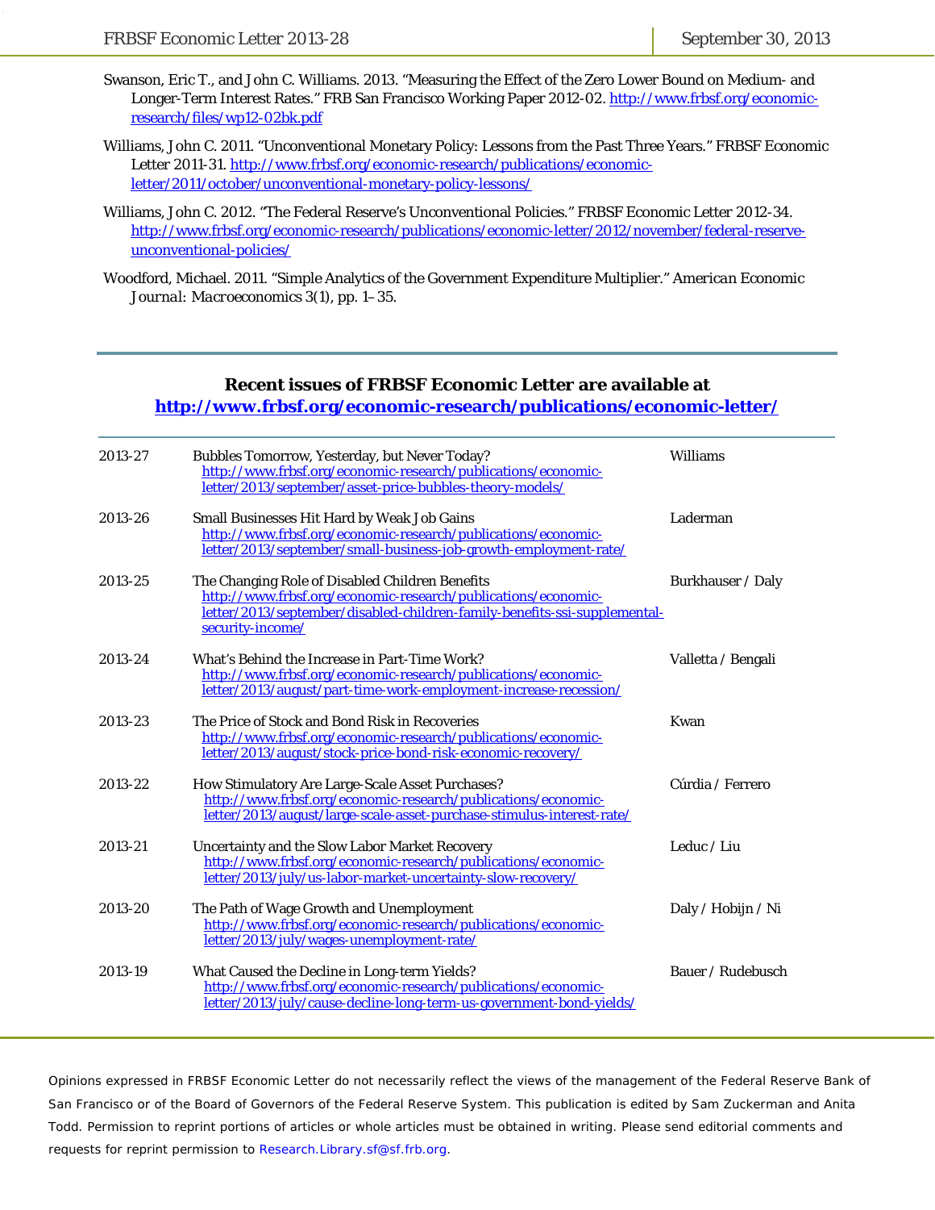Swanson, Eric T., and John C. Williams. 2013. "Measuring the Effect of the Zero Lower Bound on Medium- and Longer-Term Interest Rates." FRB San Francisco Working Paper 2012-02. http://www.frbsf.org/economic-research/files/wp12-02bk.pdf

Williams, John C. 2011. "Unconventional Monetary Policy: Lessons from the Past Three Years." FRBSF Economic Letter 2011-31. http://www.frbsf.org/economic-research/publications/economic-letter/2011/october/unconventional-monetary-policy-lessons/

Williams, John C. 2012. "The Federal Reserve's Unconventional Policies." FRBSF Economic Letter 2012-34. http://www.frbsf.org/economic-research/publications/economic-letter/2012/november/federal-reserve-unconventional-policies/

Woodford, Michael. 2011. "Simple Analytics of the Government Expenditure Multiplier." *American Economic Journal: Macroeconomics* 3(1), pp. 1–35.

**Recent issues of FRBSF Economic Letter are available at**
**http://www.frbsf.org/economic-research/publications/economic-letter/**

| | | |
|---|---|---|
| 2013-27 | Bubbles Tomorrow, Yesterday, but Never Today? http://www.frbsf.org/economic-research/publications/economic-letter/2013/september/asset-price-bubbles-theory-models/ | Williams |
| 2013-26 | Small Businesses Hit Hard by Weak Job Gains http://www.frbsf.org/economic-research/publications/economic-letter/2013/september/small-business-job-growth-employment-rate/ | Laderman |
| 2013-25 | The Changing Role of Disabled Children Benefits http://www.frbsf.org/economic-research/publications/economic-letter/2013/september/disabled-children-family-benefits-ssi-supplemental-security-income/ | Burkhauser / Daly |
| 2013-24 | What's Behind the Increase in Part-Time Work? http://www.frbsf.org/economic-research/publications/economic-letter/2013/august/part-time-work-employment-increase-recession/ | Valletta / Bengali |
| 2013-23 | The Price of Stock and Bond Risk in Recoveries http://www.frbsf.org/economic-research/publications/economic-letter/2013/august/stock-price-bond-risk-economic-recovery/ | Kwan |
| 2013-22 | How Stimulatory Are Large-Scale Asset Purchases? http://www.frbsf.org/economic-research/publications/economic-letter/2013/august/large-scale-asset-purchase-stimulus-interest-rate/ | Cúrdia / Ferrero |
| 2013-21 | Uncertainty and the Slow Labor Market Recovery http://www.frbsf.org/economic-research/publications/economic-letter/2013/july/us-labor-market-uncertainty-slow-recovery/ | Leduc / Liu |
| 2013-20 | The Path of Wage Growth and Unemployment http://www.frbsf.org/economic-research/publications/economic-letter/2013/july/wages-unemployment-rate/ | Daly / Hobijn / Ni |
| 2013-19 | What Caused the Decline in Long-term Yields? http://www.frbsf.org/economic-research/publications/economic-letter/2013/july/cause-decline-long-term-us-government-bond-yields/ | Bauer / Rudebusch |

Opinions expressed in FRBSF Economic Letter do not necessarily reflect the views of the management of the Federal Reserve Bank of San Francisco or of the Board of Governors of the Federal Reserve System. This publication is edited by Sam Zuckerman and Anita Todd. Permission to reprint portions of articles or whole articles must be obtained in writing. Please send editorial comments and requests for reprint permission to Research.Library.sf@sf.frb.org.